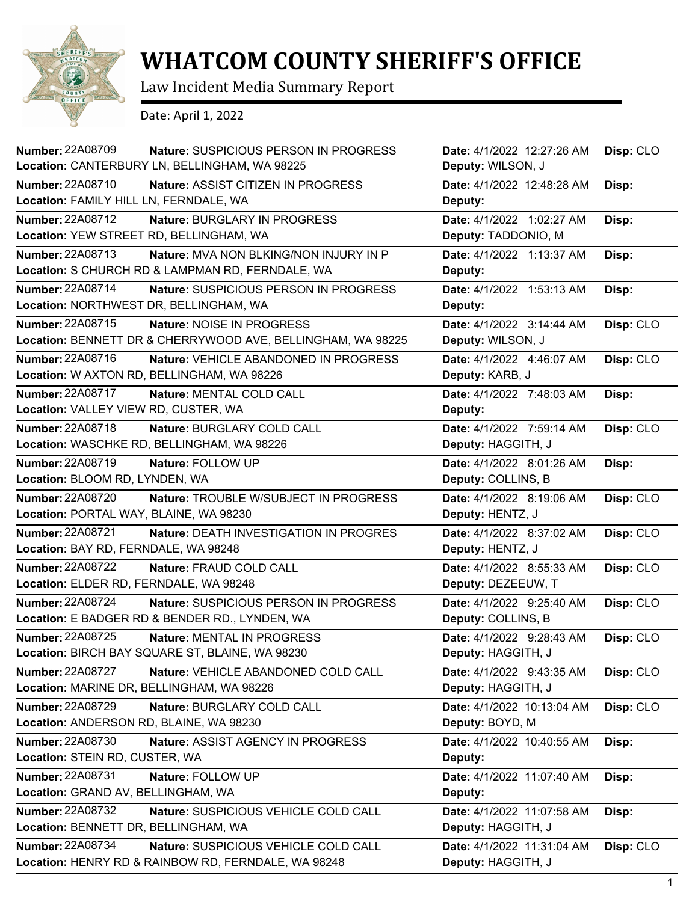# WHATCOM COUNTY SHERIFF'S OFFICE

Law Incident Media Summary Report

Date: April 1, 2022

| Number | Nature | Location | Date | Deputy | Disp |
|---|---|---|---|---|---|
| 22A08709 | SUSPICIOUS PERSON IN PROGRESS | CANTERBURY LN, BELLINGHAM, WA 98225 | 4/1/2022 12:27:26 AM | WILSON, J | CLO |
| 22A08710 | ASSIST CITIZEN IN PROGRESS | FAMILY HILL LN, FERNDALE, WA | 4/1/2022 12:48:28 AM | | |
| 22A08712 | BURGLARY IN PROGRESS | YEW STREET RD, BELLINGHAM, WA | 4/1/2022 1:02:27 AM | TADDONIO, M | |
| 22A08713 | MVA NON BLKING/NON INJURY IN P | S CHURCH RD & LAMPMAN RD, FERNDALE, WA | 4/1/2022 1:13:37 AM | | |
| 22A08714 | SUSPICIOUS PERSON IN PROGRESS | NORTHWEST DR, BELLINGHAM, WA | 4/1/2022 1:53:13 AM | | |
| 22A08715 | NOISE IN PROGRESS | BENNETT DR & CHERRYWOOD AVE, BELLINGHAM, WA 98225 | 4/1/2022 3:14:44 AM | WILSON, J | CLO |
| 22A08716 | VEHICLE ABANDONED IN PROGRESS | W AXTON RD, BELLINGHAM, WA 98226 | 4/1/2022 4:46:07 AM | KARB, J | CLO |
| 22A08717 | MENTAL COLD CALL | VALLEY VIEW RD, CUSTER, WA | 4/1/2022 7:48:03 AM | | |
| 22A08718 | BURGLARY COLD CALL | WASCHKE RD, BELLINGHAM, WA 98226 | 4/1/2022 7:59:14 AM | HAGGITH, J | CLO |
| 22A08719 | FOLLOW UP | BLOOM RD, LYNDEN, WA | 4/1/2022 8:01:26 AM | COLLINS, B | |
| 22A08720 | TROUBLE W/SUBJECT IN PROGRESS | PORTAL WAY, BLAINE, WA 98230 | 4/1/2022 8:19:06 AM | HENTZ, J | CLO |
| 22A08721 | DEATH INVESTIGATION IN PROGRES | BAY RD, FERNDALE, WA 98248 | 4/1/2022 8:37:02 AM | HENTZ, J | CLO |
| 22A08722 | FRAUD COLD CALL | ELDER RD, FERNDALE, WA 98248 | 4/1/2022 8:55:33 AM | DEZEEUW, T | CLO |
| 22A08724 | SUSPICIOUS PERSON IN PROGRESS | E BADGER RD & BENDER RD., LYNDEN, WA | 4/1/2022 9:25:40 AM | COLLINS, B | CLO |
| 22A08725 | MENTAL IN PROGRESS | BIRCH BAY SQUARE ST, BLAINE, WA 98230 | 4/1/2022 9:28:43 AM | HAGGITH, J | CLO |
| 22A08727 | VEHICLE ABANDONED COLD CALL | MARINE DR, BELLINGHAM, WA 98226 | 4/1/2022 9:43:35 AM | HAGGITH, J | CLO |
| 22A08729 | BURGLARY COLD CALL | ANDERSON RD, BLAINE, WA 98230 | 4/1/2022 10:13:04 AM | BOYD, M | CLO |
| 22A08730 | ASSIST AGENCY IN PROGRESS | STEIN RD, CUSTER, WA | 4/1/2022 10:40:55 AM | | |
| 22A08731 | FOLLOW UP | GRAND AV, BELLINGHAM, WA | 4/1/2022 11:07:40 AM | | |
| 22A08732 | SUSPICIOUS VEHICLE COLD CALL | BENNETT DR, BELLINGHAM, WA | 4/1/2022 11:07:58 AM | HAGGITH, J | |
| 22A08734 | SUSPICIOUS VEHICLE COLD CALL | HENRY RD & RAINBOW RD, FERNDALE, WA 98248 | 4/1/2022 11:31:04 AM | HAGGITH, J | CLO |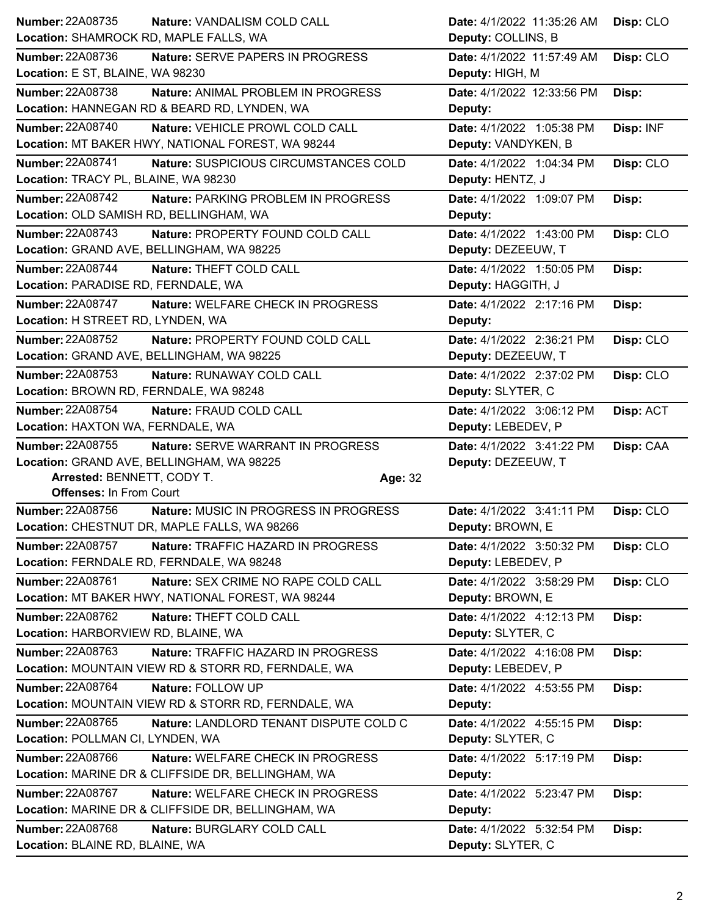| Number | Nature | Location | Date | Deputy | Disp |
|---|---|---|---|---|---|
| 22A08735 | VANDALISM COLD CALL | SHAMROCK RD, MAPLE FALLS, WA | 4/1/2022 11:35:26 AM | COLLINS, B | CLO |
| 22A08736 | SERVE PAPERS IN PROGRESS | E ST, BLAINE, WA 98230 | 4/1/2022 11:57:49 AM | HIGH, M | CLO |
| 22A08738 | ANIMAL PROBLEM IN PROGRESS | HANNEGAN RD & BEARD RD, LYNDEN, WA | 4/1/2022 12:33:56 PM | | |
| 22A08740 | VEHICLE PROWL COLD CALL | MT BAKER HWY, NATIONAL FOREST, WA 98244 | 4/1/2022 1:05:38 PM | VANDYKEN, B | INF |
| 22A08741 | SUSPICIOUS CIRCUMSTANCES COLD | TRACY PL, BLAINE, WA 98230 | 4/1/2022 1:04:34 PM | HENTZ, J | CLO |
| 22A08742 | PARKING PROBLEM IN PROGRESS | OLD SAMISH RD, BELLINGHAM, WA | 4/1/2022 1:09:07 PM | | |
| 22A08743 | PROPERTY FOUND COLD CALL | GRAND AVE, BELLINGHAM, WA 98225 | 4/1/2022 1:43:00 PM | DEZEEUW, T | CLO |
| 22A08744 | THEFT COLD CALL | PARADISE RD, FERNDALE, WA | 4/1/2022 1:50:05 PM | HAGGITH, J | |
| 22A08747 | WELFARE CHECK IN PROGRESS | H STREET RD, LYNDEN, WA | 4/1/2022 2:17:16 PM | | |
| 22A08752 | PROPERTY FOUND COLD CALL | GRAND AVE, BELLINGHAM, WA 98225 | 4/1/2022 2:36:21 PM | DEZEEUW, T | CLO |
| 22A08753 | RUNAWAY COLD CALL | BROWN RD, FERNDALE, WA 98248 | 4/1/2022 2:37:02 PM | SLYTER, C | CLO |
| 22A08754 | FRAUD COLD CALL | HAXTON WA, FERNDALE, WA | 4/1/2022 3:06:12 PM | LEBEDEV, P | ACT |
| 22A08755 | SERVE WARRANT IN PROGRESS | GRAND AVE, BELLINGHAM, WA 98225 | 4/1/2022 3:41:22 PM | DEZEEUW, T | CAA |
| | Arrested: BENNETT, CODY T. — Age: 32 — Offenses: In From Court | | | | |
| 22A08756 | MUSIC IN PROGRESS IN PROGRESS | CHESTNUT DR, MAPLE FALLS, WA 98266 | 4/1/2022 3:41:11 PM | BROWN, E | CLO |
| 22A08757 | TRAFFIC HAZARD IN PROGRESS | FERNDALE RD, FERNDALE, WA 98248 | 4/1/2022 3:50:32 PM | LEBEDEV, P | CLO |
| 22A08761 | SEX CRIME NO RAPE COLD CALL | MT BAKER HWY, NATIONAL FOREST, WA 98244 | 4/1/2022 3:58:29 PM | BROWN, E | CLO |
| 22A08762 | THEFT COLD CALL | HARBORVIEW RD, BLAINE, WA | 4/1/2022 4:12:13 PM | SLYTER, C | |
| 22A08763 | TRAFFIC HAZARD IN PROGRESS | MOUNTAIN VIEW RD & STORR RD, FERNDALE, WA | 4/1/2022 4:16:08 PM | LEBEDEV, P | |
| 22A08764 | FOLLOW UP | MOUNTAIN VIEW RD & STORR RD, FERNDALE, WA | 4/1/2022 4:53:55 PM | | |
| 22A08765 | LANDLORD TENANT DISPUTE COLD C | POLLMAN CI, LYNDEN, WA | 4/1/2022 4:55:15 PM | SLYTER, C | |
| 22A08766 | WELFARE CHECK IN PROGRESS | MARINE DR & CLIFFSIDE DR, BELLINGHAM, WA | 4/1/2022 5:17:19 PM | | |
| 22A08767 | WELFARE CHECK IN PROGRESS | MARINE DR & CLIFFSIDE DR, BELLINGHAM, WA | 4/1/2022 5:23:47 PM | | |
| 22A08768 | BURGLARY COLD CALL | BLAINE RD, BLAINE, WA | 4/1/2022 5:32:54 PM | SLYTER, C | |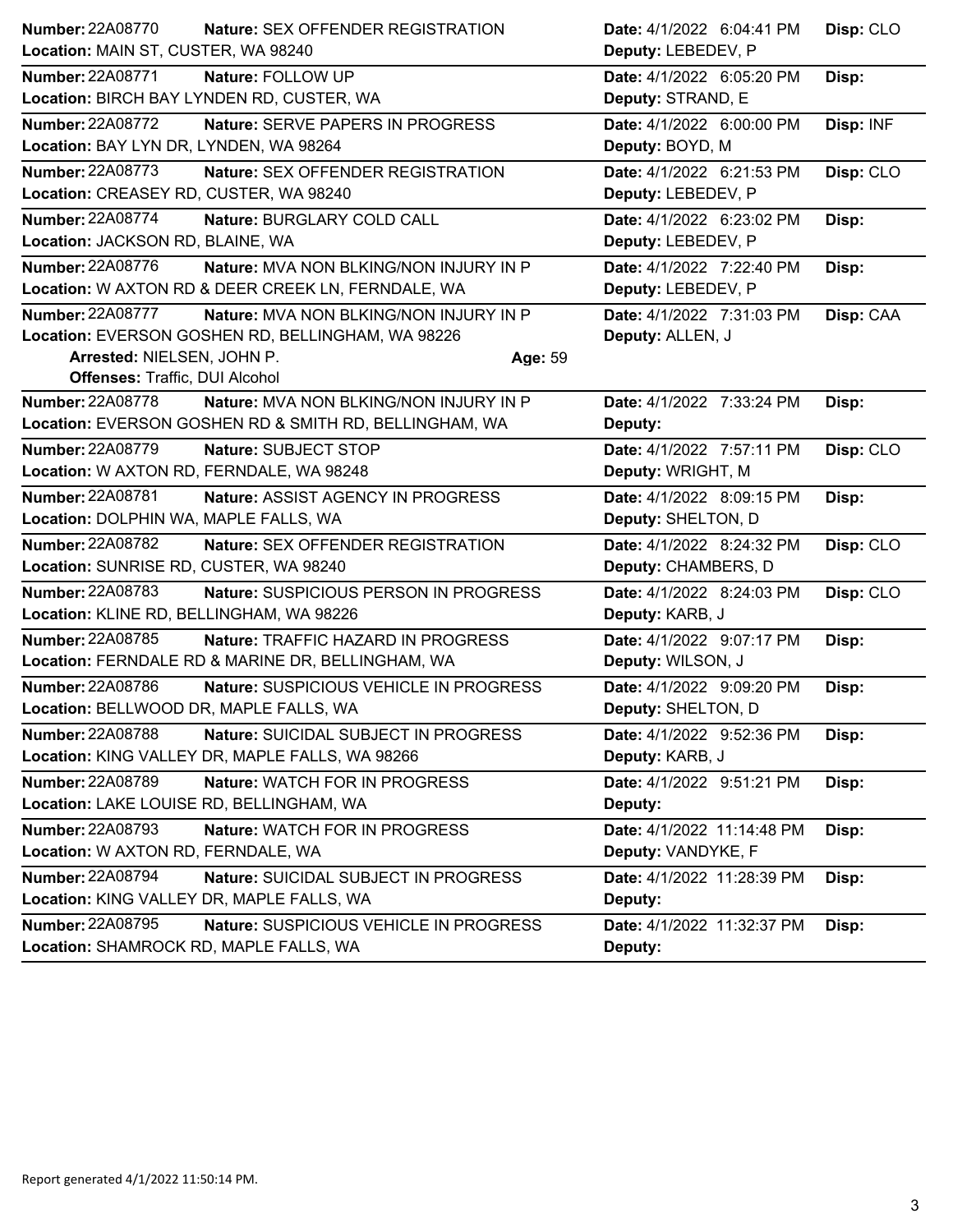**Number:** 22A08770 **Nature:** SEX OFFENDER REGISTRATION **Date:** 4/1/2022 6:04:41 PM **Disp:** CLO
**Location:** MAIN ST, CUSTER, WA 98240 **Deputy:** LEBEDEV, P

---

**Number:** 22A08771 **Nature:** FOLLOW UP **Date:** 4/1/2022 6:05:20 PM **Disp:**
**Location:** BIRCH BAY LYNDEN RD, CUSTER, WA **Deputy:** STRAND, E

---

**Number:** 22A08772 **Nature:** SERVE PAPERS IN PROGRESS **Date:** 4/1/2022 6:00:00 PM **Disp:** INF
**Location:** BAY LYN DR, LYNDEN, WA 98264 **Deputy:** BOYD, M

---

**Number:** 22A08773 **Nature:** SEX OFFENDER REGISTRATION **Date:** 4/1/2022 6:21:53 PM **Disp:** CLO
**Location:** CREASEY RD, CUSTER, WA 98240 **Deputy:** LEBEDEV, P

---

**Number:** 22A08774 **Nature:** BURGLARY COLD CALL **Date:** 4/1/2022 6:23:02 PM **Disp:**
**Location:** JACKSON RD, BLAINE, WA **Deputy:** LEBEDEV, P

---

**Number:** 22A08776 **Nature:** MVA NON BLKING/NON INJURY IN P **Date:** 4/1/2022 7:22:40 PM **Disp:**
**Location:** W AXTON RD & DEER CREEK LN, FERNDALE, WA **Deputy:** LEBEDEV, P

---

**Number:** 22A08777 **Nature:** MVA NON BLKING/NON INJURY IN P **Date:** 4/1/2022 7:31:03 PM **Disp:** CAA
**Location:** EVERSON GOSHEN RD, BELLINGHAM, WA 98226 **Deputy:** ALLEN, J
**Arrested:** NIELSEN, JOHN P. **Age:** 59
**Offenses:** Traffic, DUI Alcohol

---

**Number:** 22A08778 **Nature:** MVA NON BLKING/NON INJURY IN P **Date:** 4/1/2022 7:33:24 PM **Disp:**
**Location:** EVERSON GOSHEN RD & SMITH RD, BELLINGHAM, WA **Deputy:**

---

**Number:** 22A08779 **Nature:** SUBJECT STOP **Date:** 4/1/2022 7:57:11 PM **Disp:** CLO
**Location:** W AXTON RD, FERNDALE, WA 98248 **Deputy:** WRIGHT, M

---

**Number:** 22A08781 **Nature:** ASSIST AGENCY IN PROGRESS **Date:** 4/1/2022 8:09:15 PM **Disp:**
**Location:** DOLPHIN WA, MAPLE FALLS, WA **Deputy:** SHELTON, D

---

**Number:** 22A08782 **Nature:** SEX OFFENDER REGISTRATION **Date:** 4/1/2022 8:24:32 PM **Disp:** CLO
**Location:** SUNRISE RD, CUSTER, WA 98240 **Deputy:** CHAMBERS, D

---

**Number:** 22A08783 **Nature:** SUSPICIOUS PERSON IN PROGRESS **Date:** 4/1/2022 8:24:03 PM **Disp:** CLO
**Location:** KLINE RD, BELLINGHAM, WA 98226 **Deputy:** KARB, J

---

**Number:** 22A08785 **Nature:** TRAFFIC HAZARD IN PROGRESS **Date:** 4/1/2022 9:07:17 PM **Disp:**
**Location:** FERNDALE RD & MARINE DR, BELLINGHAM, WA **Deputy:** WILSON, J

---

**Number:** 22A08786 **Nature:** SUSPICIOUS VEHICLE IN PROGRESS **Date:** 4/1/2022 9:09:20 PM **Disp:**
**Location:** BELLWOOD DR, MAPLE FALLS, WA **Deputy:** SHELTON, D

---

**Number:** 22A08788 **Nature:** SUICIDAL SUBJECT IN PROGRESS **Date:** 4/1/2022 9:52:36 PM **Disp:**
**Location:** KING VALLEY DR, MAPLE FALLS, WA 98266 **Deputy:** KARB, J

---

**Number:** 22A08789 **Nature:** WATCH FOR IN PROGRESS **Date:** 4/1/2022 9:51:21 PM **Disp:**
**Location:** LAKE LOUISE RD, BELLINGHAM, WA **Deputy:**

---

**Number:** 22A08793 **Nature:** WATCH FOR IN PROGRESS **Date:** 4/1/2022 11:14:48 PM **Disp:**
**Location:** W AXTON RD, FERNDALE, WA **Deputy:** VANDYKE, F

---

**Number:** 22A08794 **Nature:** SUICIDAL SUBJECT IN PROGRESS **Date:** 4/1/2022 11:28:39 PM **Disp:**
**Location:** KING VALLEY DR, MAPLE FALLS, WA **Deputy:**

---

**Number:** 22A08795 **Nature:** SUSPICIOUS VEHICLE IN PROGRESS **Date:** 4/1/2022 11:32:37 PM **Disp:**
**Location:** SHAMROCK RD, MAPLE FALLS, WA **Deputy:**

---

Report generated 4/1/2022 11:50:14 PM.